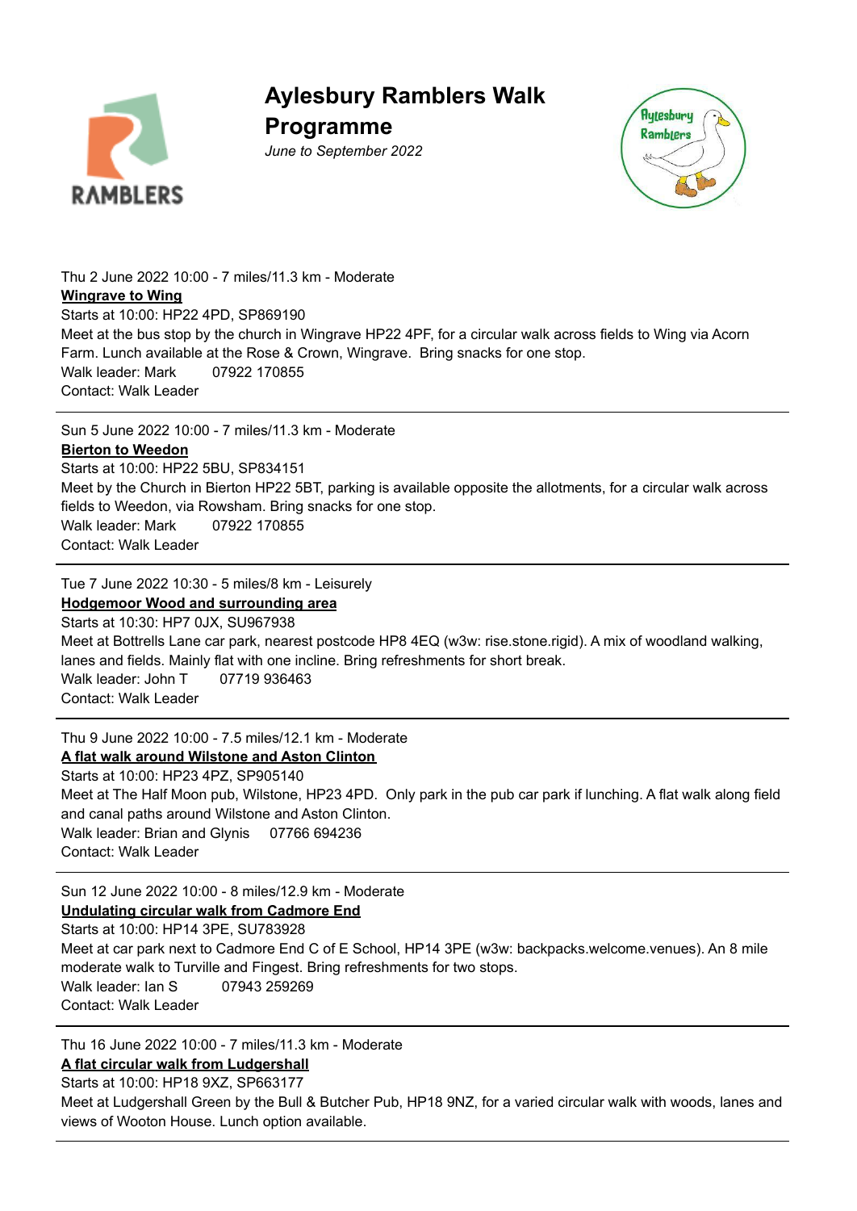# Aylesbury Ramblers Walk Programme

*June to September 2022*

Thu 2 June 2022 10:00 - 7 miles/11.3 km - Moderate

**Wingrave to Wing**

Starts at 10:00: HP22 4PD, SP869190

Meet at the bus stop by the church in Wingrave HP22 4PF, for a circular walk across fields to Wing via Acorn Farm. Lunch available at the Rose & Crown, Wingrave. Bring snacks for one stop.

Walk leader: Mark 07922 170855

Contact: Walk Leader

---

Sun 5 June 2022 10:00 - 7 miles/11.3 km - Moderate

**Bierton to Weedon**

Starts at 10:00: HP22 5BU, SP834151

Meet by the Church in Bierton HP22 5BT, parking is available opposite the allotments, for a circular walk across fields to Weedon, via Rowsham. Bring snacks for one stop.

Walk leader: Mark 07922 170855

Contact: Walk Leader

---

Tue 7 June 2022 10:30 - 5 miles/8 km - Leisurely

**Hodgemoor Wood and surrounding area**

Starts at 10:30: HP7 0JX, SU967938

Meet at Bottrells Lane car park, nearest postcode HP8 4EQ (w3w: rise.stone.rigid). A mix of woodland walking, lanes and fields. Mainly flat with one incline. Bring refreshments for short break.

Walk leader: John T 07719 936463

Contact: Walk Leader

---

Thu 9 June 2022 10:00 - 7.5 miles/12.1 km - Moderate

**A flat walk around Wilstone and Aston Clinton**

Starts at 10:00: HP23 4PZ, SP905140

Meet at The Half Moon pub, Wilstone, HP23 4PD. Only park in the pub car park if lunching. A flat walk along field and canal paths around Wilstone and Aston Clinton.

Walk leader: Brian and Glynis 07766 694236

Contact: Walk Leader

---

Sun 12 June 2022 10:00 - 8 miles/12.9 km - Moderate

**Undulating circular walk from Cadmore End**

Starts at 10:00: HP14 3PE, SU783928

Meet at car park next to Cadmore End C of E School, HP14 3PE (w3w: backpacks.welcome.venues). An 8 mile moderate walk to Turville and Fingest. Bring refreshments for two stops.

Walk leader: Ian S 07943 259269

Contact: Walk Leader

---

Thu 16 June 2022 10:00 - 7 miles/11.3 km - Moderate

**A flat circular walk from Ludgershall**

Starts at 10:00: HP18 9XZ, SP663177

Meet at Ludgershall Green by the Bull & Butcher Pub, HP18 9NZ, for a varied circular walk with woods, lanes and views of Wooton House. Lunch option available.

---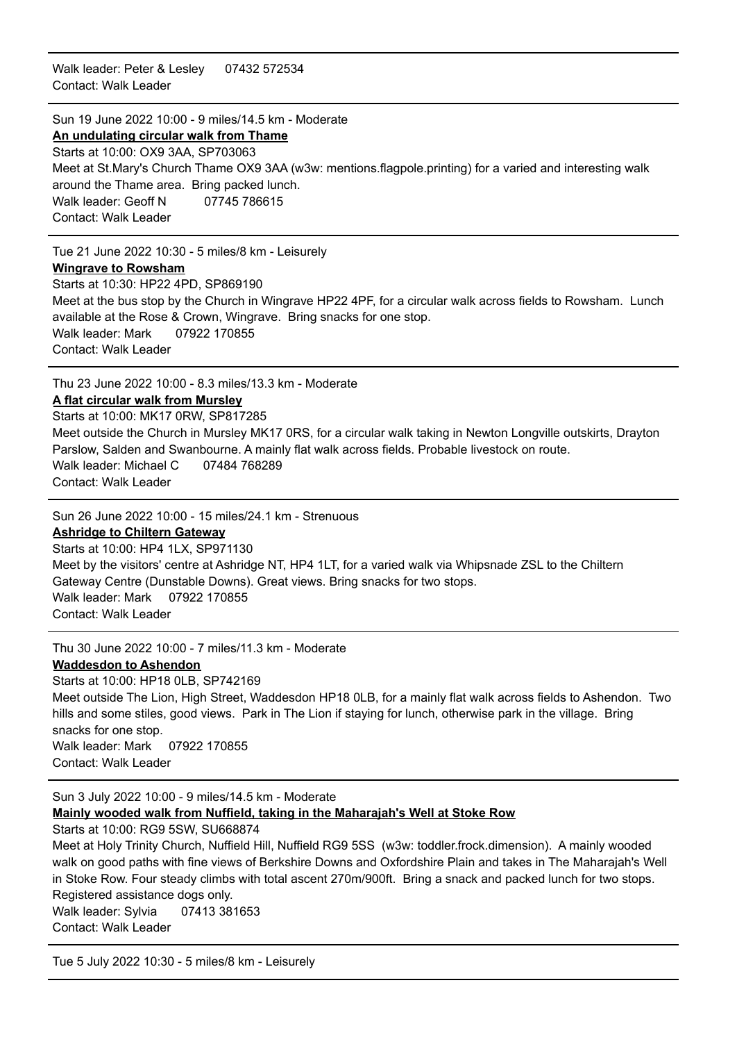Walk leader: Peter & Lesley 07432 572534
Contact: Walk Leader

---

Sun 19 June 2022 10:00 - 9 miles/14.5 km - Moderate

**An undulating circular walk from Thame**

Starts at 10:00: OX9 3AA, SP703063

Meet at St.Mary's Church Thame OX9 3AA (w3w: mentions.flagpole.printing) for a varied and interesting walk around the Thame area. Bring packed lunch.

Walk leader: Geoff N 07745 786615
Contact: Walk Leader

---

Tue 21 June 2022 10:30 - 5 miles/8 km - Leisurely

**Wingrave to Rowsham**

Starts at 10:30: HP22 4PD, SP869190

Meet at the bus stop by the Church in Wingrave HP22 4PF, for a circular walk across fields to Rowsham. Lunch available at the Rose & Crown, Wingrave. Bring snacks for one stop.

Walk leader: Mark 07922 170855
Contact: Walk Leader

---

Thu 23 June 2022 10:00 - 8.3 miles/13.3 km - Moderate

**A flat circular walk from Mursley**

Starts at 10:00: MK17 0RW, SP817285

Meet outside the Church in Mursley MK17 0RS, for a circular walk taking in Newton Longville outskirts, Drayton Parslow, Salden and Swanbourne. A mainly flat walk across fields. Probable livestock on route.

Walk leader: Michael C 07484 768289
Contact: Walk Leader

---

Sun 26 June 2022 10:00 - 15 miles/24.1 km - Strenuous

**Ashridge to Chiltern Gateway**

Starts at 10:00: HP4 1LX, SP971130

Meet by the visitors' centre at Ashridge NT, HP4 1LT, for a varied walk via Whipsnade ZSL to the Chiltern Gateway Centre (Dunstable Downs). Great views. Bring snacks for two stops.

Walk leader: Mark 07922 170855
Contact: Walk Leader

---

Thu 30 June 2022 10:00 - 7 miles/11.3 km - Moderate

**Waddesdon to Ashendon**

Starts at 10:00: HP18 0LB, SP742169

Meet outside The Lion, High Street, Waddesdon HP18 0LB, for a mainly flat walk across fields to Ashendon. Two hills and some stiles, good views. Park in The Lion if staying for lunch, otherwise park in the village. Bring snacks for one stop.

Walk leader: Mark 07922 170855
Contact: Walk Leader

---

Sun 3 July 2022 10:00 - 9 miles/14.5 km - Moderate

**Mainly wooded walk from Nuffield, taking in the Maharajah's Well at Stoke Row**

Starts at 10:00: RG9 5SW, SU668874

Meet at Holy Trinity Church, Nuffield Hill, Nuffield RG9 5SS (w3w: toddler.frock.dimension). A mainly wooded walk on good paths with fine views of Berkshire Downs and Oxfordshire Plain and takes in The Maharajah's Well in Stoke Row. Four steady climbs with total ascent 270m/900ft. Bring a snack and packed lunch for two stops. Registered assistance dogs only.

Walk leader: Sylvia 07413 381653
Contact: Walk Leader

---

Tue 5 July 2022 10:30 - 5 miles/8 km - Leisurely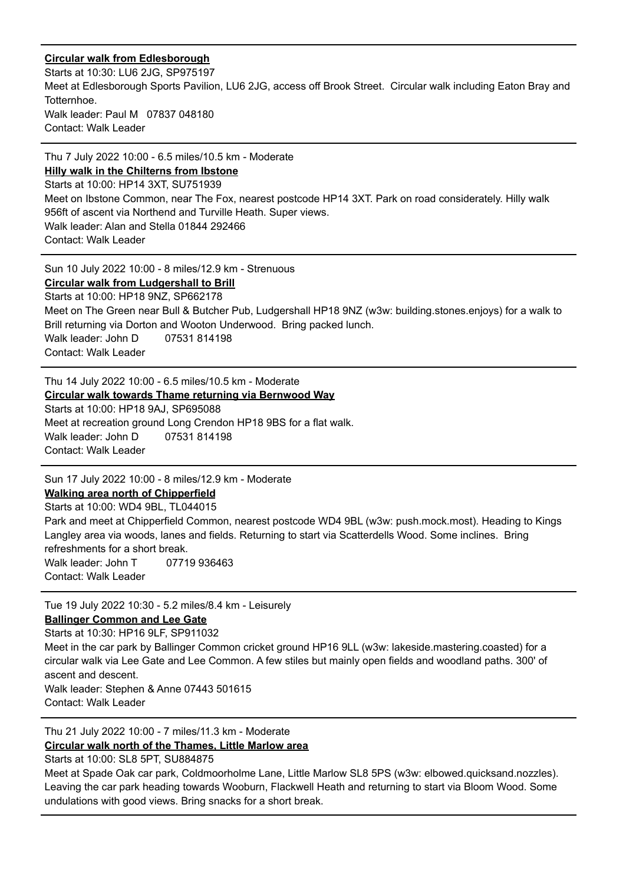---

**Circular walk from Edlesborough**

Starts at 10:30: LU6 2JG, SP975197

Meet at Edlesborough Sports Pavilion, LU6 2JG, access off Brook Street. Circular walk including Eaton Bray and Totternhoe.

Walk leader: Paul M 07837 048180

Contact: Walk Leader

---

Thu 7 July 2022 10:00 - 6.5 miles/10.5 km - Moderate

**Hilly walk in the Chilterns from Ibstone**

Starts at 10:00: HP14 3XT, SU751939

Meet on Ibstone Common, near The Fox, nearest postcode HP14 3XT. Park on road considerately. Hilly walk 956ft of ascent via Northend and Turville Heath. Super views.

Walk leader: Alan and Stella 01844 292466

Contact: Walk Leader

---

Sun 10 July 2022 10:00 - 8 miles/12.9 km - Strenuous

**Circular walk from Ludgershall to Brill**

Starts at 10:00: HP18 9NZ, SP662178

Meet on The Green near Bull & Butcher Pub, Ludgershall HP18 9NZ (w3w: building.stones.enjoys) for a walk to Brill returning via Dorton and Wooton Underwood. Bring packed lunch.

Walk leader: John D 07531 814198

Contact: Walk Leader

---

Thu 14 July 2022 10:00 - 6.5 miles/10.5 km - Moderate

**Circular walk towards Thame returning via Bernwood Way**

Starts at 10:00: HP18 9AJ, SP695088

Meet at recreation ground Long Crendon HP18 9BS for a flat walk.

Walk leader: John D 07531 814198

Contact: Walk Leader

---

Sun 17 July 2022 10:00 - 8 miles/12.9 km - Moderate

**Walking area north of Chipperfield**

Starts at 10:00: WD4 9BL, TL044015

Park and meet at Chipperfield Common, nearest postcode WD4 9BL (w3w: push.mock.most). Heading to Kings Langley area via woods, lanes and fields. Returning to start via Scatterdells Wood. Some inclines. Bring refreshments for a short break.

Walk leader: John T 07719 936463

Contact: Walk Leader

---

Tue 19 July 2022 10:30 - 5.2 miles/8.4 km - Leisurely

**Ballinger Common and Lee Gate**

Starts at 10:30: HP16 9LF, SP911032

Meet in the car park by Ballinger Common cricket ground HP16 9LL (w3w: lakeside.mastering.coasted) for a circular walk via Lee Gate and Lee Common. A few stiles but mainly open fields and woodland paths. 300' of ascent and descent.

Walk leader: Stephen & Anne 07443 501615

Contact: Walk Leader

---

Thu 21 July 2022 10:00 - 7 miles/11.3 km - Moderate

**Circular walk north of the Thames, Little Marlow area**

Starts at 10:00: SL8 5PT, SU884875

Meet at Spade Oak car park, Coldmoorholme Lane, Little Marlow SL8 5PS (w3w: elbowed.quicksand.nozzles). Leaving the car park heading towards Wooburn, Flackwell Heath and returning to start via Bloom Wood. Some undulations with good views. Bring snacks for a short break.

---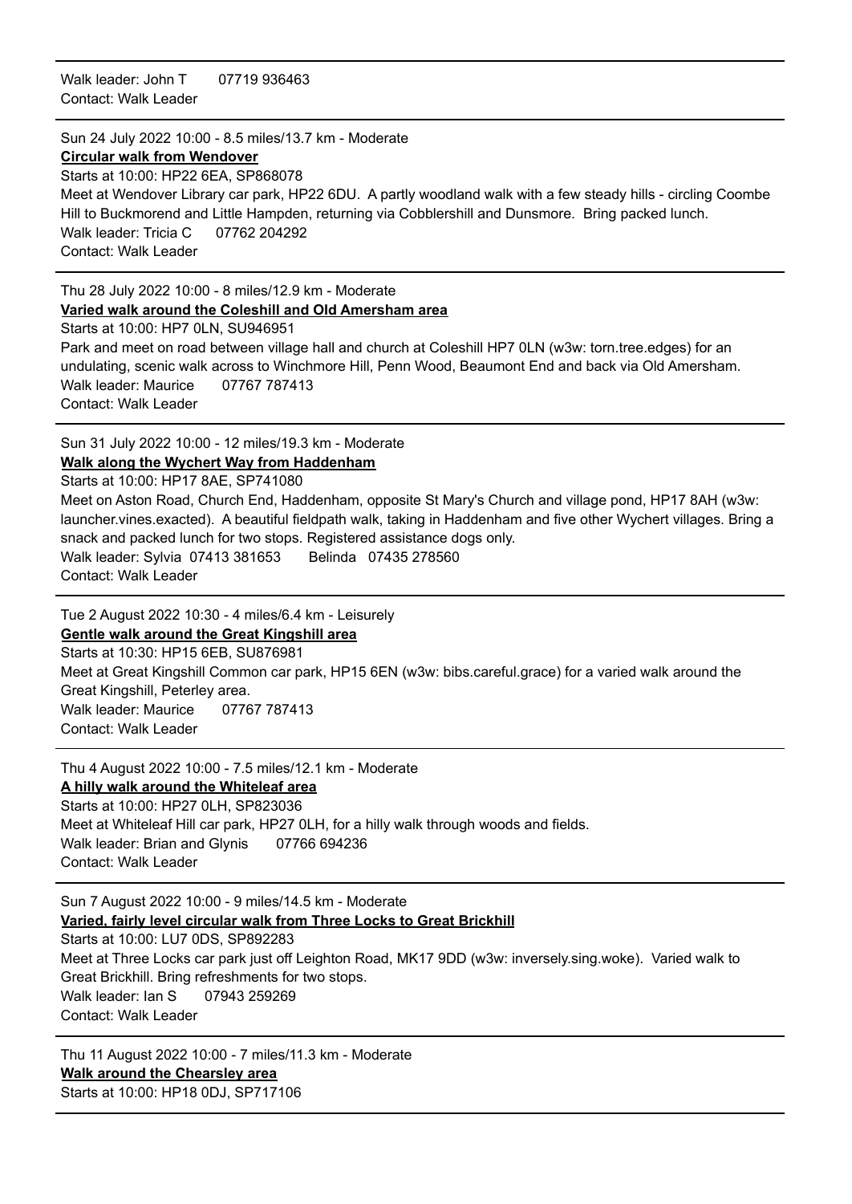Walk leader: John T  07719 936463
Contact: Walk Leader

---

Sun 24 July 2022 10:00 - 8.5 miles/13.7 km - Moderate
**Circular walk from Wendover**
Starts at 10:00: HP22 6EA, SP868078
Meet at Wendover Library car park, HP22 6DU. A partly woodland walk with a few steady hills - circling Coombe Hill to Buckmorend and Little Hampden, returning via Cobblershill and Dunsmore. Bring packed lunch.
Walk leader: Tricia C  07762 204292
Contact: Walk Leader

---

Thu 28 July 2022 10:00 - 8 miles/12.9 km - Moderate
**Varied walk around the Coleshill and Old Amersham area**
Starts at 10:00: HP7 0LN, SU946951
Park and meet on road between village hall and church at Coleshill HP7 0LN (w3w: torn.tree.edges) for an undulating, scenic walk across to Winchmore Hill, Penn Wood, Beaumont End and back via Old Amersham.
Walk leader: Maurice  07767 787413
Contact: Walk Leader

---

Sun 31 July 2022 10:00 - 12 miles/19.3 km - Moderate
**Walk along the Wychert Way from Haddenham**
Starts at 10:00: HP17 8AE, SP741080
Meet on Aston Road, Church End, Haddenham, opposite St Mary's Church and village pond, HP17 8AH (w3w: launcher.vines.exacted). A beautiful fieldpath walk, taking in Haddenham and five other Wychert villages. Bring a snack and packed lunch for two stops. Registered assistance dogs only.
Walk leader: Sylvia 07413 381653  Belinda 07435 278560
Contact: Walk Leader

---

Tue 2 August 2022 10:30 - 4 miles/6.4 km - Leisurely
**Gentle walk around the Great Kingshill area**
Starts at 10:30: HP15 6EB, SU876981
Meet at Great Kingshill Common car park, HP15 6EN (w3w: bibs.careful.grace) for a varied walk around the Great Kingshill, Peterley area.
Walk leader: Maurice  07767 787413
Contact: Walk Leader

---

Thu 4 August 2022 10:00 - 7.5 miles/12.1 km - Moderate
**A hilly walk around the Whiteleaf area**
Starts at 10:00: HP27 0LH, SP823036
Meet at Whiteleaf Hill car park, HP27 0LH, for a hilly walk through woods and fields.
Walk leader: Brian and Glynis  07766 694236
Contact: Walk Leader

---

Sun 7 August 2022 10:00 - 9 miles/14.5 km - Moderate
**Varied, fairly level circular walk from Three Locks to Great Brickhill**
Starts at 10:00: LU7 0DS, SP892283
Meet at Three Locks car park just off Leighton Road, MK17 9DD (w3w: inversely.sing.woke). Varied walk to Great Brickhill. Bring refreshments for two stops.
Walk leader: Ian S  07943 259269
Contact: Walk Leader

---

Thu 11 August 2022 10:00 - 7 miles/11.3 km - Moderate
**Walk around the Chearsley area**
Starts at 10:00: HP18 0DJ, SP717106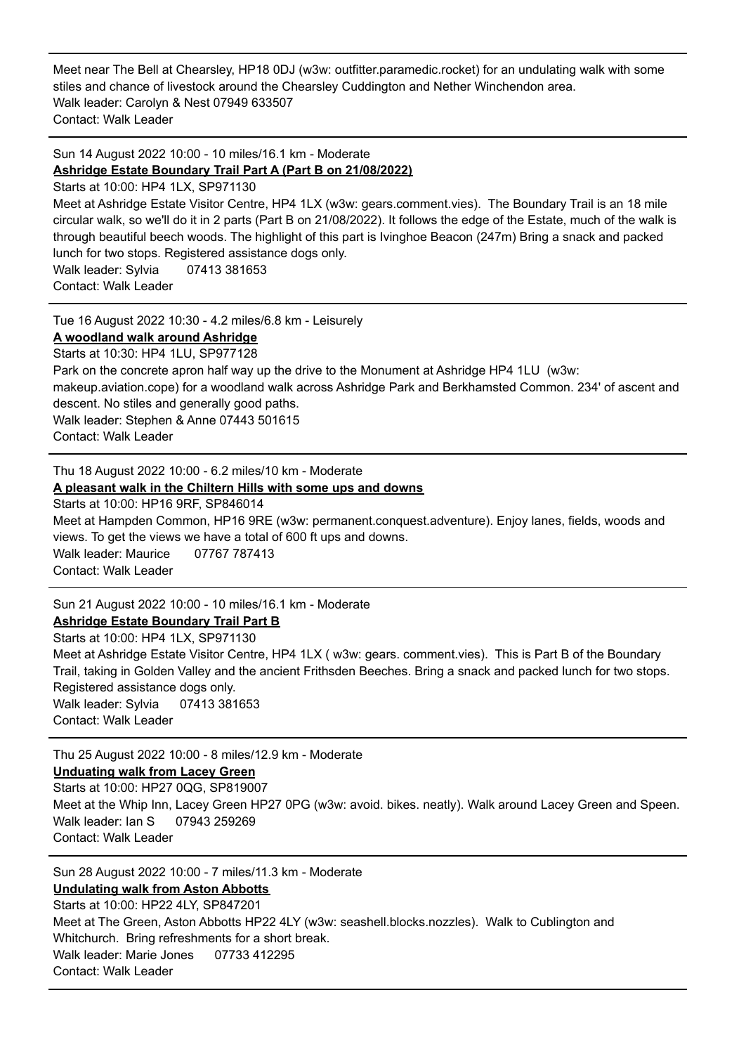Meet near The Bell at Chearsley, HP18 0DJ (w3w: outfitter.paramedic.rocket) for an undulating walk with some stiles and chance of livestock around the Chearsley Cuddington and Nether Winchendon area.
Walk leader: Carolyn & Nest 07949 633507
Contact: Walk Leader

---

Sun 14 August 2022 10:00 - 10 miles/16.1 km - Moderate

**Ashridge Estate Boundary Trail Part A (Part B on 21/08/2022)**

Starts at 10:00: HP4 1LX, SP971130

Meet at Ashridge Estate Visitor Centre, HP4 1LX (w3w: gears.comment.vies). The Boundary Trail is an 18 mile circular walk, so we'll do it in 2 parts (Part B on 21/08/2022). It follows the edge of the Estate, much of the walk is through beautiful beech woods. The highlight of this part is Ivinghoe Beacon (247m) Bring a snack and packed lunch for two stops. Registered assistance dogs only.
Walk leader: Sylvia 07413 381653
Contact: Walk Leader

---

Tue 16 August 2022 10:30 - 4.2 miles/6.8 km - Leisurely

**A woodland walk around Ashridge**

Starts at 10:30: HP4 1LU, SP977128

Park on the concrete apron half way up the drive to the Monument at Ashridge HP4 1LU (w3w: makeup.aviation.cope) for a woodland walk across Ashridge Park and Berkhamsted Common. 234' of ascent and descent. No stiles and generally good paths.
Walk leader: Stephen & Anne 07443 501615
Contact: Walk Leader

---

Thu 18 August 2022 10:00 - 6.2 miles/10 km - Moderate

**A pleasant walk in the Chiltern Hills with some ups and downs**

Starts at 10:00: HP16 9RF, SP846014

Meet at Hampden Common, HP16 9RE (w3w: permanent.conquest.adventure). Enjoy lanes, fields, woods and views. To get the views we have a total of 600 ft ups and downs.
Walk leader: Maurice 07767 787413
Contact: Walk Leader

---

Sun 21 August 2022 10:00 - 10 miles/16.1 km - Moderate

**Ashridge Estate Boundary Trail Part B**

Starts at 10:00: HP4 1LX, SP971130

Meet at Ashridge Estate Visitor Centre, HP4 1LX ( w3w: gears. comment.vies). This is Part B of the Boundary Trail, taking in Golden Valley and the ancient Frithsden Beeches. Bring a snack and packed lunch for two stops. Registered assistance dogs only.
Walk leader: Sylvia 07413 381653
Contact: Walk Leader

---

Thu 25 August 2022 10:00 - 8 miles/12.9 km - Moderate

**Unduating walk from Lacey Green**

Starts at 10:00: HP27 0QG, SP819007

Meet at the Whip Inn, Lacey Green HP27 0PG (w3w: avoid. bikes. neatly). Walk around Lacey Green and Speen.
Walk leader: Ian S 07943 259269
Contact: Walk Leader

---

Sun 28 August 2022 10:00 - 7 miles/11.3 km - Moderate

**Undulating walk from Aston Abbotts**

Starts at 10:00: HP22 4LY, SP847201

Meet at The Green, Aston Abbotts HP22 4LY (w3w: seashell.blocks.nozzles). Walk to Cublington and Whitchurch. Bring refreshments for a short break.
Walk leader: Marie Jones 07733 412295
Contact: Walk Leader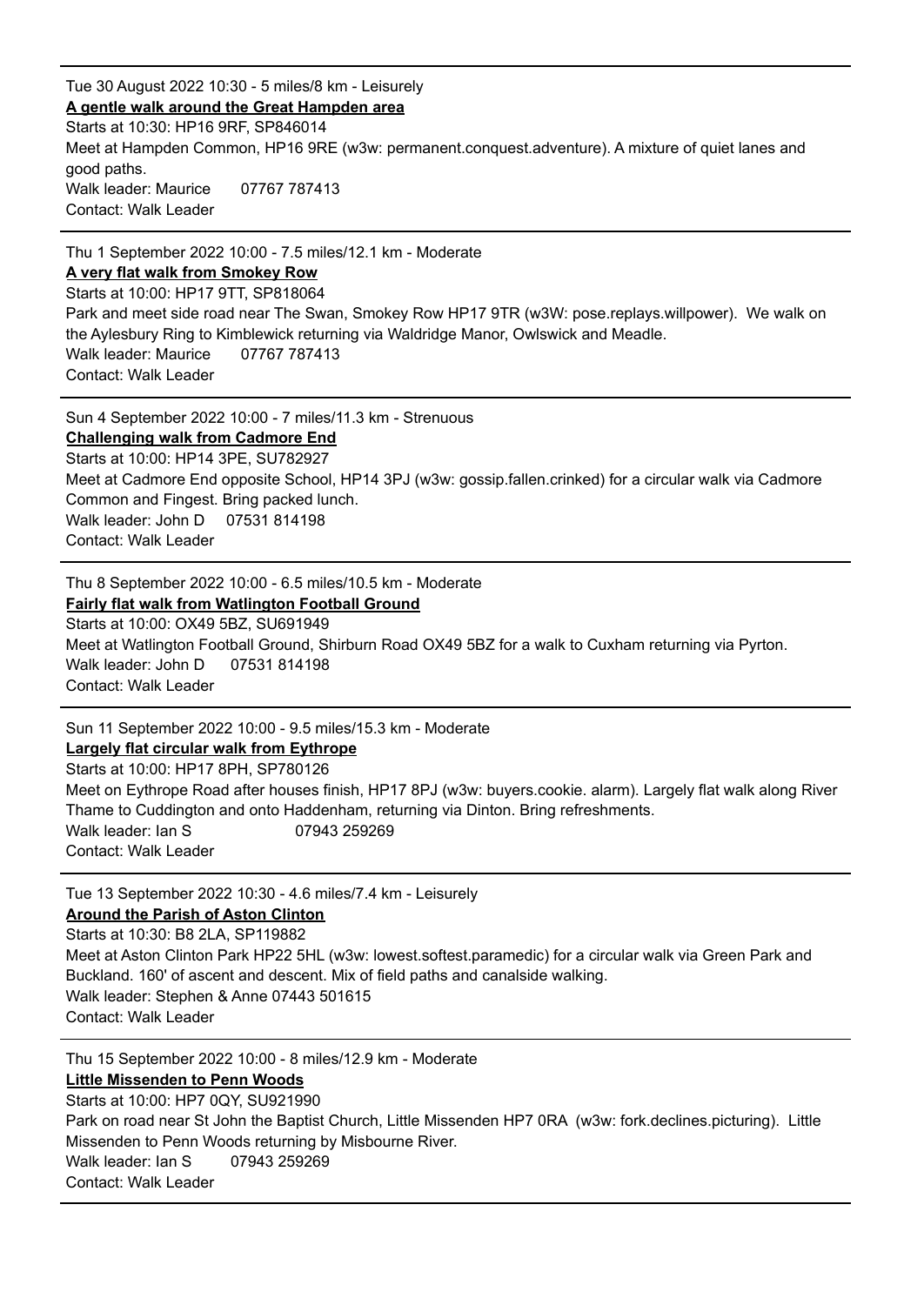---

Tue 30 August 2022 10:30 - 5 miles/8 km - Leisurely

**A gentle walk around the Great Hampden area**

Starts at 10:30: HP16 9RF, SP846014

Meet at Hampden Common, HP16 9RE (w3w: permanent.conquest.adventure). A mixture of quiet lanes and good paths.

Walk leader: Maurice 07767 787413

Contact: Walk Leader

---

Thu 1 September 2022 10:00 - 7.5 miles/12.1 km - Moderate

**A very flat walk from Smokey Row**

Starts at 10:00: HP17 9TT, SP818064

Park and meet side road near The Swan, Smokey Row HP17 9TR (w3W: pose.replays.willpower). We walk on the Aylesbury Ring to Kimblewick returning via Waldridge Manor, Owlswick and Meadle.

Walk leader: Maurice 07767 787413

Contact: Walk Leader

---

Sun 4 September 2022 10:00 - 7 miles/11.3 km - Strenuous

**Challenging walk from Cadmore End**

Starts at 10:00: HP14 3PE, SU782927

Meet at Cadmore End opposite School, HP14 3PJ (w3w: gossip.fallen.crinked) for a circular walk via Cadmore Common and Fingest. Bring packed lunch.

Walk leader: John D 07531 814198

Contact: Walk Leader

---

Thu 8 September 2022 10:00 - 6.5 miles/10.5 km - Moderate

**Fairly flat walk from Watlington Football Ground**

Starts at 10:00: OX49 5BZ, SU691949

Meet at Watlington Football Ground, Shirburn Road OX49 5BZ for a walk to Cuxham returning via Pyrton.

Walk leader: John D 07531 814198

Contact: Walk Leader

---

Sun 11 September 2022 10:00 - 9.5 miles/15.3 km - Moderate

**Largely flat circular walk from Eythrope**

Starts at 10:00: HP17 8PH, SP780126

Meet on Eythrope Road after houses finish, HP17 8PJ (w3w: buyers.cookie. alarm). Largely flat walk along River Thame to Cuddington and onto Haddenham, returning via Dinton. Bring refreshments.

Walk leader: Ian S 07943 259269

Contact: Walk Leader

---

Tue 13 September 2022 10:30 - 4.6 miles/7.4 km - Leisurely

**Around the Parish of Aston Clinton**

Starts at 10:30: B8 2LA, SP119882

Meet at Aston Clinton Park HP22 5HL (w3w: lowest.softest.paramedic) for a circular walk via Green Park and Buckland. 160' of ascent and descent. Mix of field paths and canalside walking.

Walk leader: Stephen & Anne 07443 501615

Contact: Walk Leader

---

Thu 15 September 2022 10:00 - 8 miles/12.9 km - Moderate

**Little Missenden to Penn Woods**

Starts at 10:00: HP7 0QY, SU921990

Park on road near St John the Baptist Church, Little Missenden HP7 0RA (w3w: fork.declines.picturing). Little Missenden to Penn Woods returning by Misbourne River.

Walk leader: Ian S 07943 259269

Contact: Walk Leader

---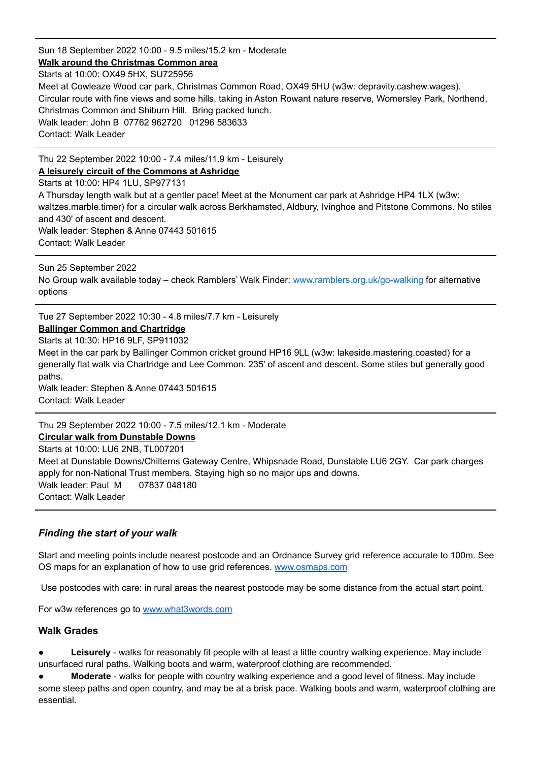---

Sun 18 September 2022 10:00 - 9.5 miles/15.2 km - Moderate

**Walk around the Christmas Common area**

Starts at 10:00: OX49 5HX, SU725956

Meet at Cowleaze Wood car park, Christmas Common Road, OX49 5HU (w3w: depravity.cashew.wages). Circular route with fine views and some hills, taking in Aston Rowant nature reserve, Womersley Park, Northend, Christmas Common and Shiburn Hill. Bring packed lunch.

Walk leader: John B 07762 962720 01296 583633

Contact: Walk Leader

---

Thu 22 September 2022 10:00 - 7.4 miles/11.9 km - Leisurely

**A leisurely circuit of the Commons at Ashridge**

Starts at 10:00: HP4 1LU, SP977131

A Thursday length walk but at a gentler pace! Meet at the Monument car park at Ashridge HP4 1LX (w3w: waltzes.marble.timer) for a circular walk across Berkhamsted, Aldbury, Ivinghoe and Pitstone Commons. No stiles and 430' of ascent and descent.

Walk leader: Stephen & Anne 07443 501615

Contact: Walk Leader

---

Sun 25 September 2022

No Group walk available today – check Ramblers' Walk Finder: www.ramblers.org.uk/go-walking for alternative options

---

Tue 27 September 2022 10:30 - 4.8 miles/7.7 km - Leisurely

**Ballinger Common and Chartridge**

Starts at 10:30: HP16 9LF, SP911032

Meet in the car park by Ballinger Common cricket ground HP16 9LL (w3w: lakeside.mastering.coasted) for a generally flat walk via Chartridge and Lee Common. 235' of ascent and descent. Some stiles but generally good paths.

Walk leader: Stephen & Anne 07443 501615

Contact: Walk Leader

---

Thu 29 September 2022 10:00 - 7.5 miles/12.1 km - Moderate

**Circular walk from Dunstable Downs**

Starts at 10:00: LU6 2NB, TL007201

Meet at Dunstable Downs/Chilterns Gateway Centre, Whipsnade Road, Dunstable LU6 2GY. Car park charges apply for non-National Trust members. Staying high so no major ups and downs.

Walk leader: Paul M 07837 048180

Contact: Walk Leader

---

### *Finding the start of your walk*

Start and meeting points include nearest postcode and an Ordnance Survey grid reference accurate to 100m. See OS maps for an explanation of how to use grid references. www.osmaps.com

Use postcodes with care: in rural areas the nearest postcode may be some distance from the actual start point.

For w3w references go to www.what3words.com

### Walk Grades

- **Leisurely** - walks for reasonably fit people with at least a little country walking experience. May include unsurfaced rural paths. Walking boots and warm, waterproof clothing are recommended.
- **Moderate** - walks for people with country walking experience and a good level of fitness. May include some steep paths and open country, and may be at a brisk pace. Walking boots and warm, waterproof clothing are essential.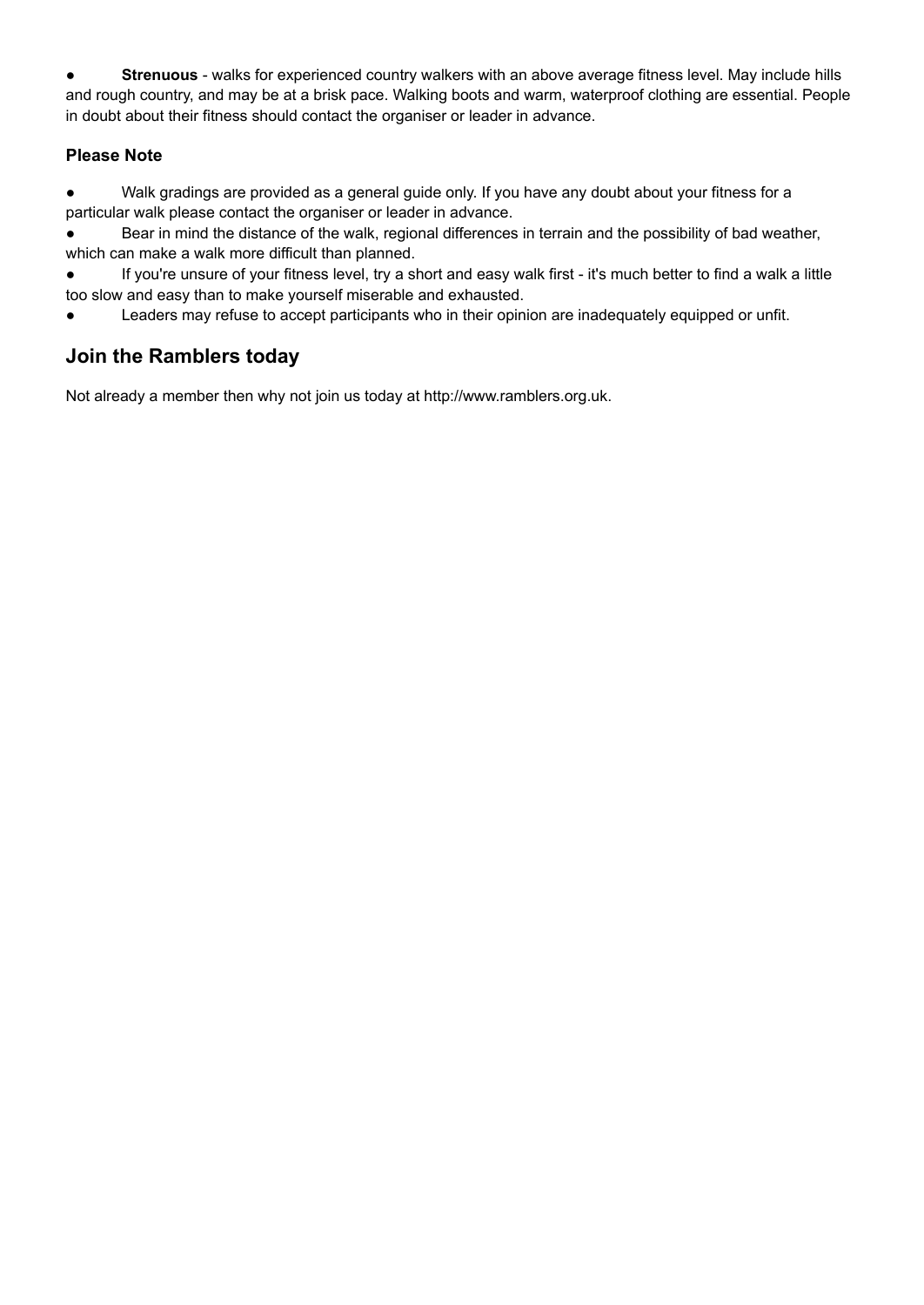- **Strenuous** - walks for experienced country walkers with an above average fitness level. May include hills and rough country, and may be at a brisk pace. Walking boots and warm, waterproof clothing are essential. People in doubt about their fitness should contact the organiser or leader in advance.

### Please Note

- Walk gradings are provided as a general guide only. If you have any doubt about your fitness for a particular walk please contact the organiser or leader in advance.
- Bear in mind the distance of the walk, regional differences in terrain and the possibility of bad weather, which can make a walk more difficult than planned.
- If you're unsure of your fitness level, try a short and easy walk first - it's much better to find a walk a little too slow and easy than to make yourself miserable and exhausted.
- Leaders may refuse to accept participants who in their opinion are inadequately equipped or unfit.

## Join the Ramblers today

Not already a member then why not join us today at http://www.ramblers.org.uk.